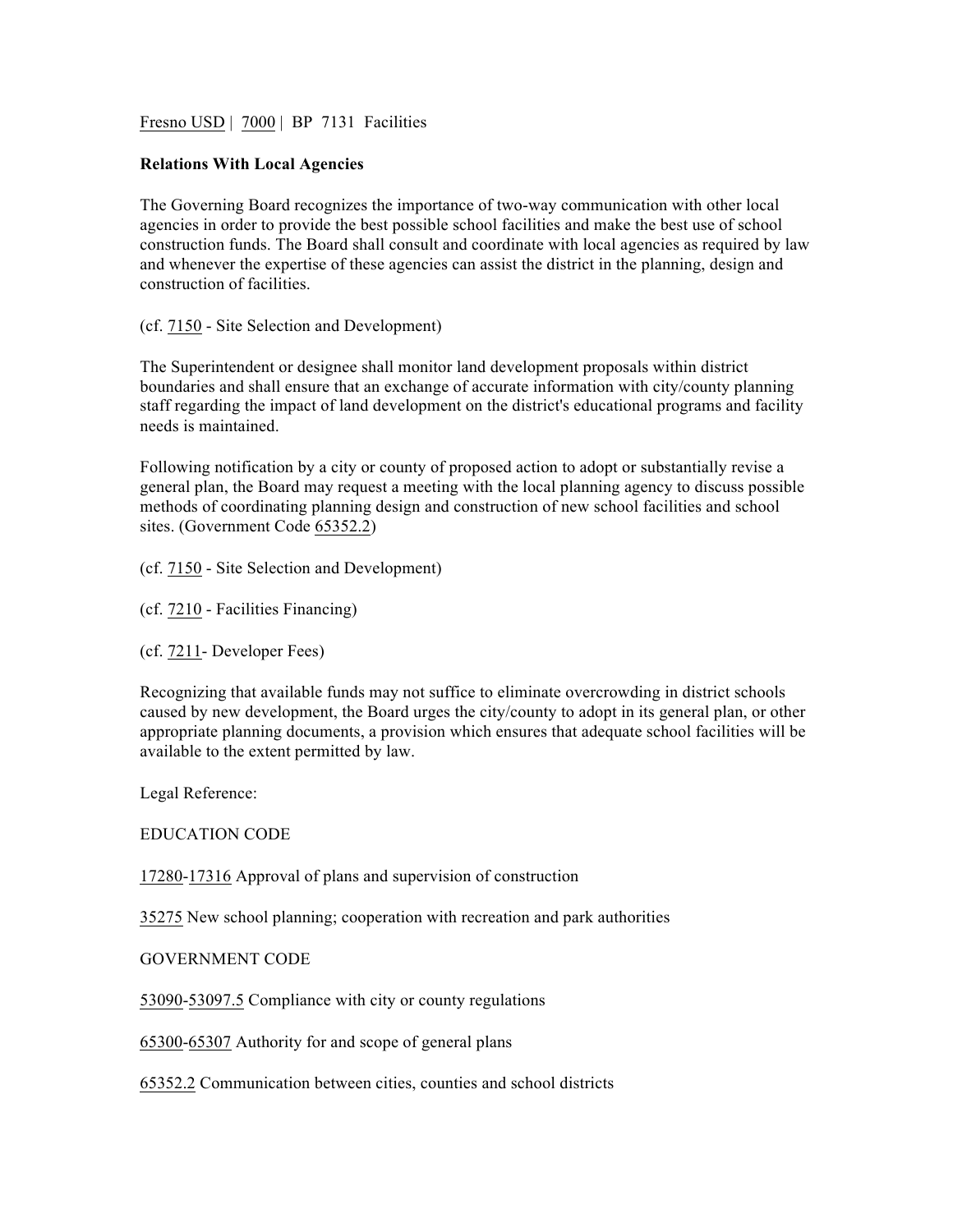Fresno USD | 7000 | BP 7131 Facilities

**Relations With Local Agencies**

The Governing Board recognizes the importance of two-way communication with other local agencies in order to provide the best possible school facilities and make the best use of school construction funds. The Board shall consult and coordinate with local agencies as required by law and whenever the expertise of these agencies can assist the district in the planning, design and construction of facilities.

(cf. 7150 - Site Selection and Development)

The Superintendent or designee shall monitor land development proposals within district boundaries and shall ensure that an exchange of accurate information with city/county planning staff regarding the impact of land development on the district's educational programs and facility needs is maintained.

Following notification by a city or county of proposed action to adopt or substantially revise a general plan, the Board may request a meeting with the local planning agency to discuss possible methods of coordinating planning design and construction of new school facilities and school sites. (Government Code 65352.2)

(cf. 7150 - Site Selection and Development)

(cf. 7210 - Facilities Financing)

(cf. 7211- Developer Fees)

Recognizing that available funds may not suffice to eliminate overcrowding in district schools caused by new development, the Board urges the city/county to adopt in its general plan, or other appropriate planning documents, a provision which ensures that adequate school facilities will be available to the extent permitted by law.

Legal Reference:

EDUCATION CODE

17280-17316 Approval of plans and supervision of construction

35275 New school planning; cooperation with recreation and park authorities

GOVERNMENT CODE

53090-53097.5 Compliance with city or county regulations

65300-65307 Authority for and scope of general plans

65352.2 Communication between cities, counties and school districts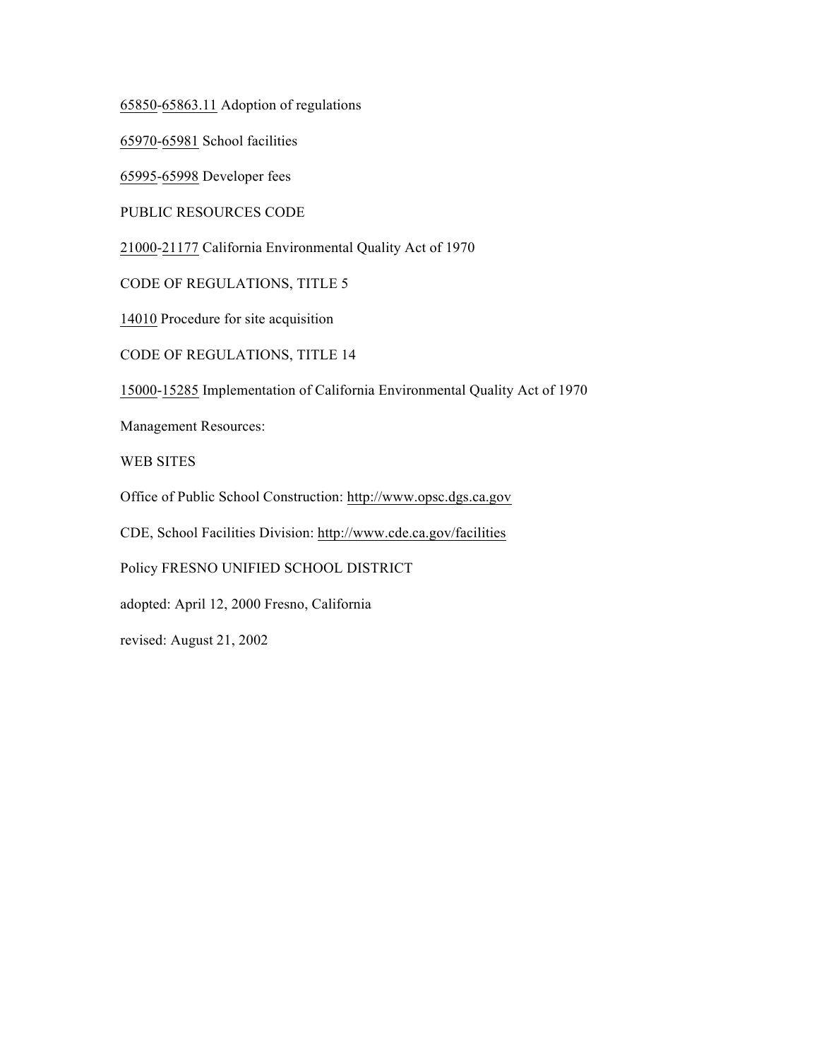65850-65863.11 Adoption of regulations

65970-65981 School facilities

65995-65998 Developer fees

PUBLIC RESOURCES CODE

21000-21177 California Environmental Quality Act of 1970

CODE OF REGULATIONS, TITLE 5

14010 Procedure for site acquisition

CODE OF REGULATIONS, TITLE 14

15000-15285 Implementation of California Environmental Quality Act of 1970

Management Resources:

WEB SITES

Office of Public School Construction: http://www.opsc.dgs.ca.gov

CDE, School Facilities Division: http://www.cde.ca.gov/facilities

Policy FRESNO UNIFIED SCHOOL DISTRICT

adopted: April 12, 2000 Fresno, California

revised: August 21, 2002